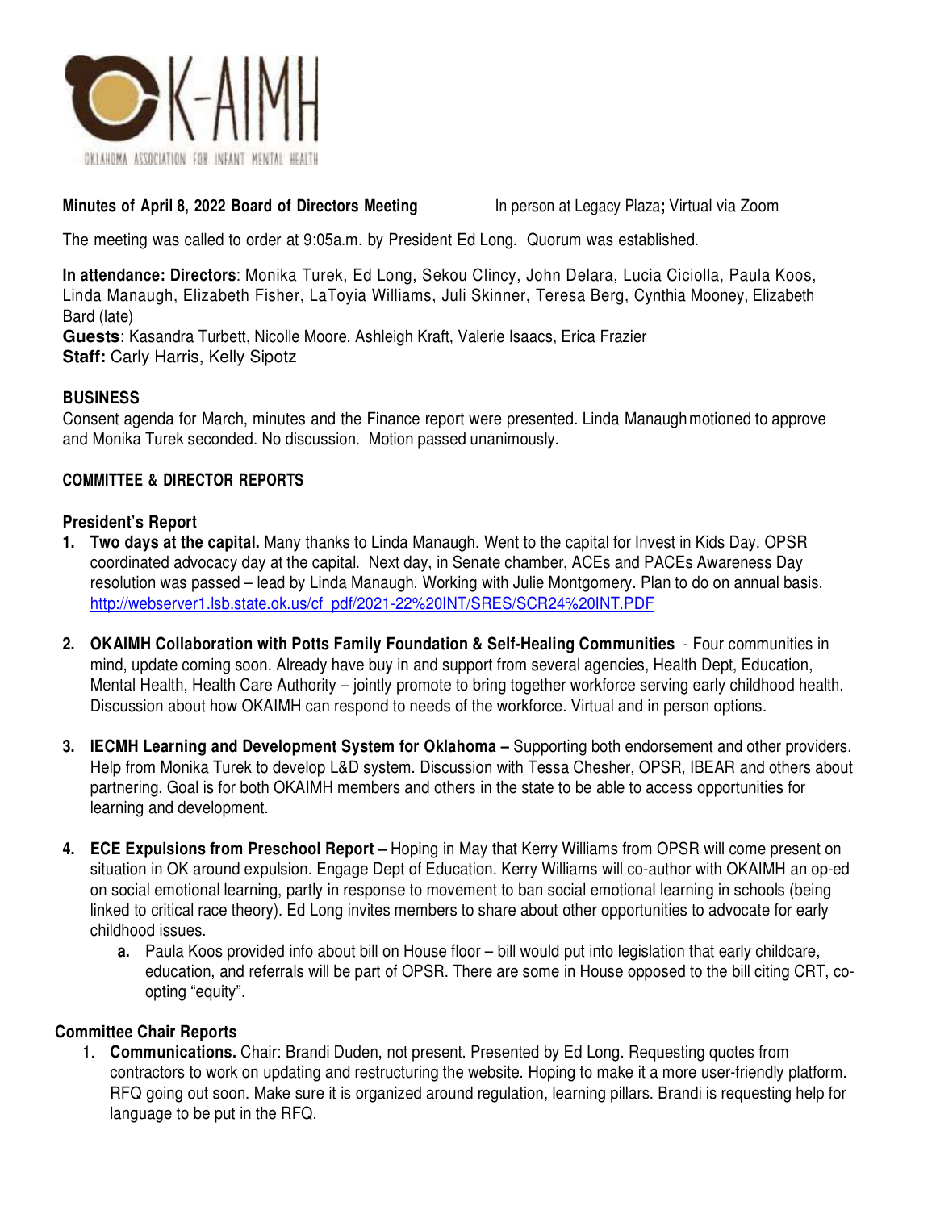**Minutes of April 8, 2022 Board of Directors Meeting** In person at Legacy Plaza**;** Virtual via Zoom

The meeting was called to order at 9:05a.m. by President Ed Long. Quorum was established.

**In attendance: Directors**: Monika Turek, Ed Long, Sekou Clincy, John Delara, Lucia Ciciolla, Paula Koos, Linda Manaugh, Elizabeth Fisher, LaToyia Williams, Juli Skinner, Teresa Berg, Cynthia Mooney, Elizabeth Bard (late)
**Guests**: Kasandra Turbett, Nicolle Moore, Ashleigh Kraft, Valerie Isaacs, Erica Frazier
**Staff:** Carly Harris, Kelly Sipotz

## BUSINESS

Consent agenda for March, minutes and the Finance report were presented. Linda Manaugh motioned to approve and Monika Turek seconded. No discussion. Motion passed unanimously.

## COMMITTEE & DIRECTOR REPORTS

### President's Report

1. **Two days at the capital.** Many thanks to Linda Manaugh. Went to the capital for Invest in Kids Day. OPSR coordinated advocacy day at the capital. Next day, in Senate chamber, ACEs and PACEs Awareness Day resolution was passed – lead by Linda Manaugh. Working with Julie Montgomery. Plan to do on annual basis. http://webserver1.lsb.state.ok.us/cf_pdf/2021-22%20INT/SRES/SCR24%20INT.PDF

2. **OKAIMH Collaboration with Potts Family Foundation & Self-Healing Communities** - Four communities in mind, update coming soon. Already have buy in and support from several agencies, Health Dept, Education, Mental Health, Health Care Authority – jointly promote to bring together workforce serving early childhood health. Discussion about how OKAIMH can respond to needs of the workforce. Virtual and in person options.

3. **IECMH Learning and Development System for Oklahoma –** Supporting both endorsement and other providers. Help from Monika Turek to develop L&D system. Discussion with Tessa Chesher, OPSR, IBEAR and others about partnering. Goal is for both OKAIMH members and others in the state to be able to access opportunities for learning and development.

4. **ECE Expulsions from Preschool Report –** Hoping in May that Kerry Williams from OPSR will come present on situation in OK around expulsion. Engage Dept of Education. Kerry Williams will co-author with OKAIMH an op-ed on social emotional learning, partly in response to movement to ban social emotional learning in schools (being linked to critical race theory). Ed Long invites members to share about other opportunities to advocate for early childhood issues.
   a. Paula Koos provided info about bill on House floor – bill would put into legislation that early childcare, education, and referrals will be part of OPSR. There are some in House opposed to the bill citing CRT, co-opting "equity".

### Committee Chair Reports

1. **Communications.** Chair: Brandi Duden, not present. Presented by Ed Long. Requesting quotes from contractors to work on updating and restructuring the website. Hoping to make it a more user-friendly platform. RFQ going out soon. Make sure it is organized around regulation, learning pillars. Brandi is requesting help for language to be put in the RFQ.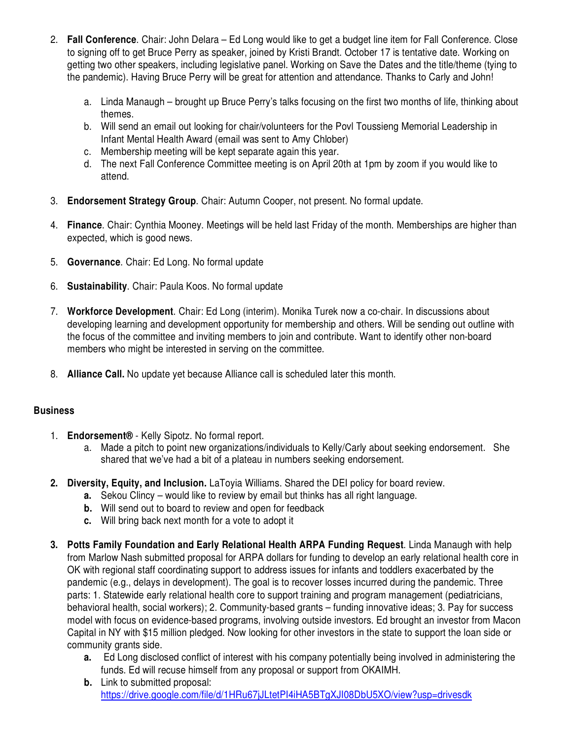2. **Fall Conference**. Chair: John Delara – Ed Long would like to get a budget line item for Fall Conference. Close to signing off to get Bruce Perry as speaker, joined by Kristi Brandt. October 17 is tentative date. Working on getting two other speakers, including legislative panel. Working on Save the Dates and the title/theme (tying to the pandemic). Having Bruce Perry will be great for attention and attendance. Thanks to Carly and John!
    a. Linda Manaugh – brought up Bruce Perry's talks focusing on the first two months of life, thinking about themes.
    b. Will send an email out looking for chair/volunteers for the Povl Toussieng Memorial Leadership in Infant Mental Health Award (email was sent to Amy Chlober)
    c. Membership meeting will be kept separate again this year.
    d. The next Fall Conference Committee meeting is on April 20th at 1pm by zoom if you would like to attend.
3. **Endorsement Strategy Group**. Chair: Autumn Cooper, not present. No formal update.
4. **Finance**. Chair: Cynthia Mooney. Meetings will be held last Friday of the month. Memberships are higher than expected, which is good news.
5. **Governance**. Chair: Ed Long. No formal update
6. **Sustainability**. Chair: Paula Koos. No formal update
7. **Workforce Development**. Chair: Ed Long (interim). Monika Turek now a co-chair. In discussions about developing learning and development opportunity for membership and others. Will be sending out outline with the focus of the committee and inviting members to join and contribute. Want to identify other non-board members who might be interested in serving on the committee.
8. **Alliance Call.** No update yet because Alliance call is scheduled later this month.

### Business

1. **Endorsement®** - Kelly Sipotz. No formal report.
    a. Made a pitch to point new organizations/individuals to Kelly/Carly about seeking endorsement. She shared that we've had a bit of a plateau in numbers seeking endorsement.
2. **Diversity, Equity, and Inclusion.** LaToyia Williams. Shared the DEI policy for board review.
    **a.** Sekou Clincy – would like to review by email but thinks has all right language.
    **b.** Will send out to board to review and open for feedback
    **c.** Will bring back next month for a vote to adopt it
3. **Potts Family Foundation and Early Relational Health ARPA Funding Request**. Linda Manaugh with help from Marlow Nash submitted proposal for ARPA dollars for funding to develop an early relational health core in OK with regional staff coordinating support to address issues for infants and toddlers exacerbated by the pandemic (e.g., delays in development). The goal is to recover losses incurred during the pandemic. Three parts: 1. Statewide early relational health core to support training and program management (pediatricians, behavioral health, social workers); 2. Community-based grants – funding innovative ideas; 3. Pay for success model with focus on evidence-based programs, involving outside investors. Ed brought an investor from Macon Capital in NY with $15 million pledged. Now looking for other investors in the state to support the loan side or community grants side.
    **a.** Ed Long disclosed conflict of interest with his company potentially being involved in administering the funds. Ed will recuse himself from any proposal or support from OKAIMH.
    **b.** Link to submitted proposal: https://drive.google.com/file/d/1HRu67jJLtetPI4iHA5BTgXJI08DbU5XO/view?usp=drivesdk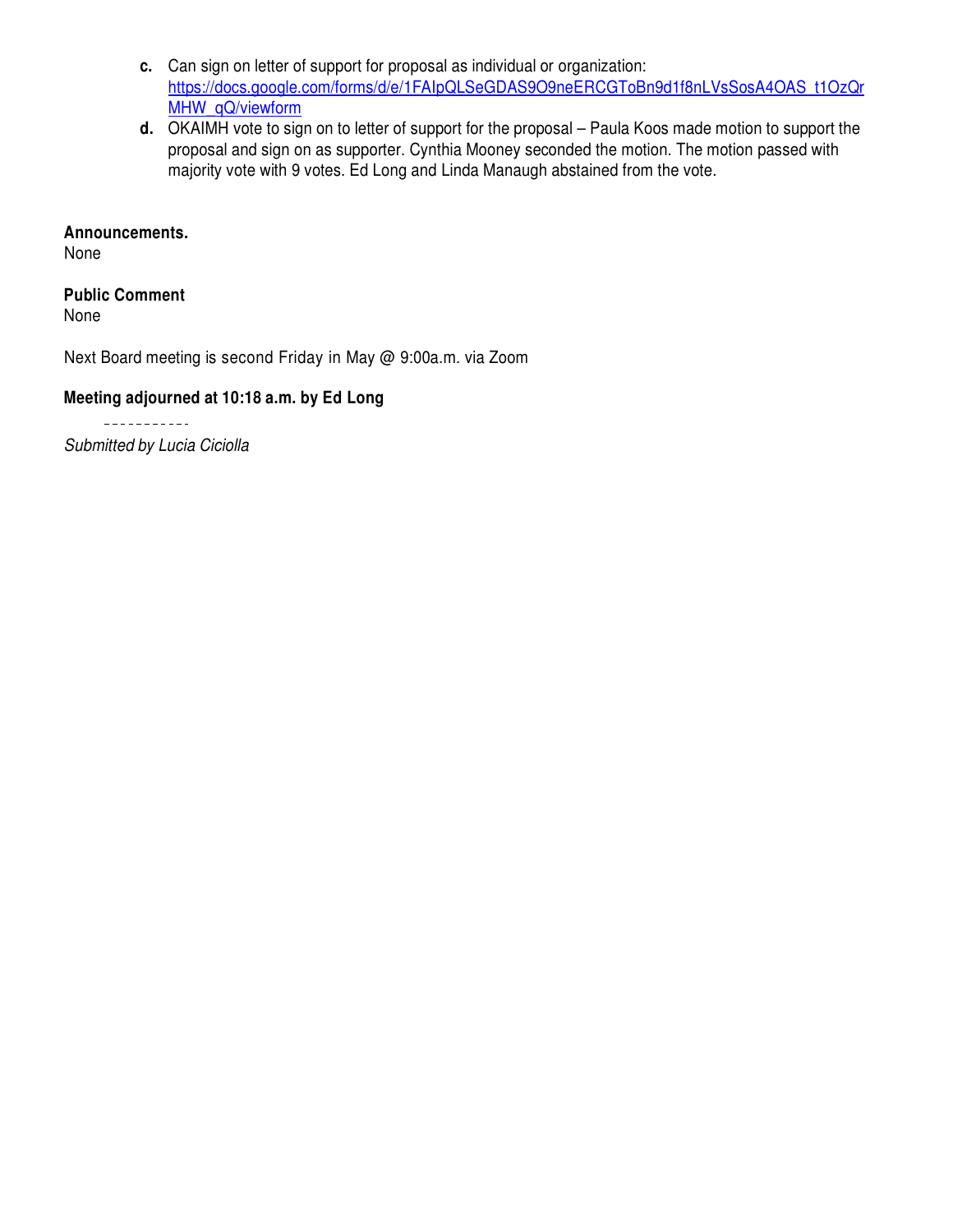c. Can sign on letter of support for proposal as individual or organization: [https://docs.google.com/forms/d/e/1FAIpQLSeGDAS9O9neERCGToBn9d1f8nLVsSosA4OAS_t1OzQrMHW_qQ/viewform](https://docs.google.com/forms/d/e/1FAIpQLSeGDAS9O9neERCGToBn9d1f8nLVsSosA4OAS_t1OzQrMHW_qQ/viewform)

d. OKAIMH vote to sign on to letter of support for the proposal – Paula Koos made motion to support the proposal and sign on as supporter. Cynthia Mooney seconded the motion. The motion passed with majority vote with 9 votes. Ed Long and Linda Manaugh abstained from the vote.

**Announcements.**
None

**Public Comment**
None

Next Board meeting is second Friday in May @ 9:00a.m. via Zoom

**Meeting adjourned at 10:18 a.m. by Ed Long**

-----------

*Submitted by Lucia Ciciolla*